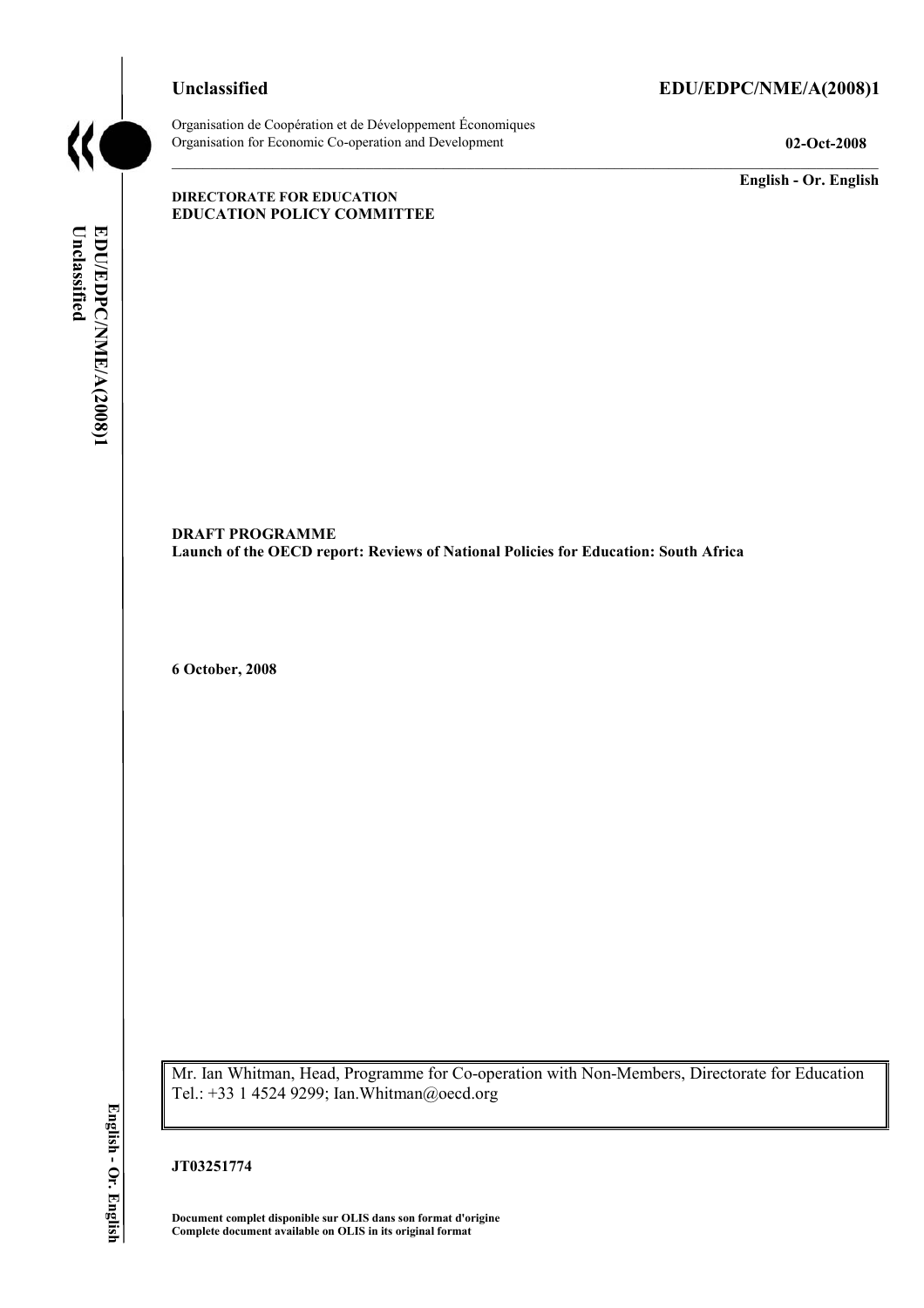Unclassified

EDU/EDPC/NME/A(2008)1

Organisation de Coopération et de Développement Économiques
Organisation for Economic Co-operation and Development

02-Oct-2008

English - Or. English

**DIRECTORATE FOR EDUCATION**
**EDUCATION POLICY COMMITTEE**

**DRAFT PROGRAMME**
**Launch of the OECD report: Reviews of National Policies for Education: South Africa**

**6 October, 2008**

Mr. Ian Whitman, Head, Programme for Co-operation with Non-Members, Directorate for Education
Tel.: +33 1 4524 9299; Ian.Whitman@oecd.org

**JT03251774**

**Document complet disponible sur OLIS dans son format d'origine**
**Complete document available on OLIS in its original format**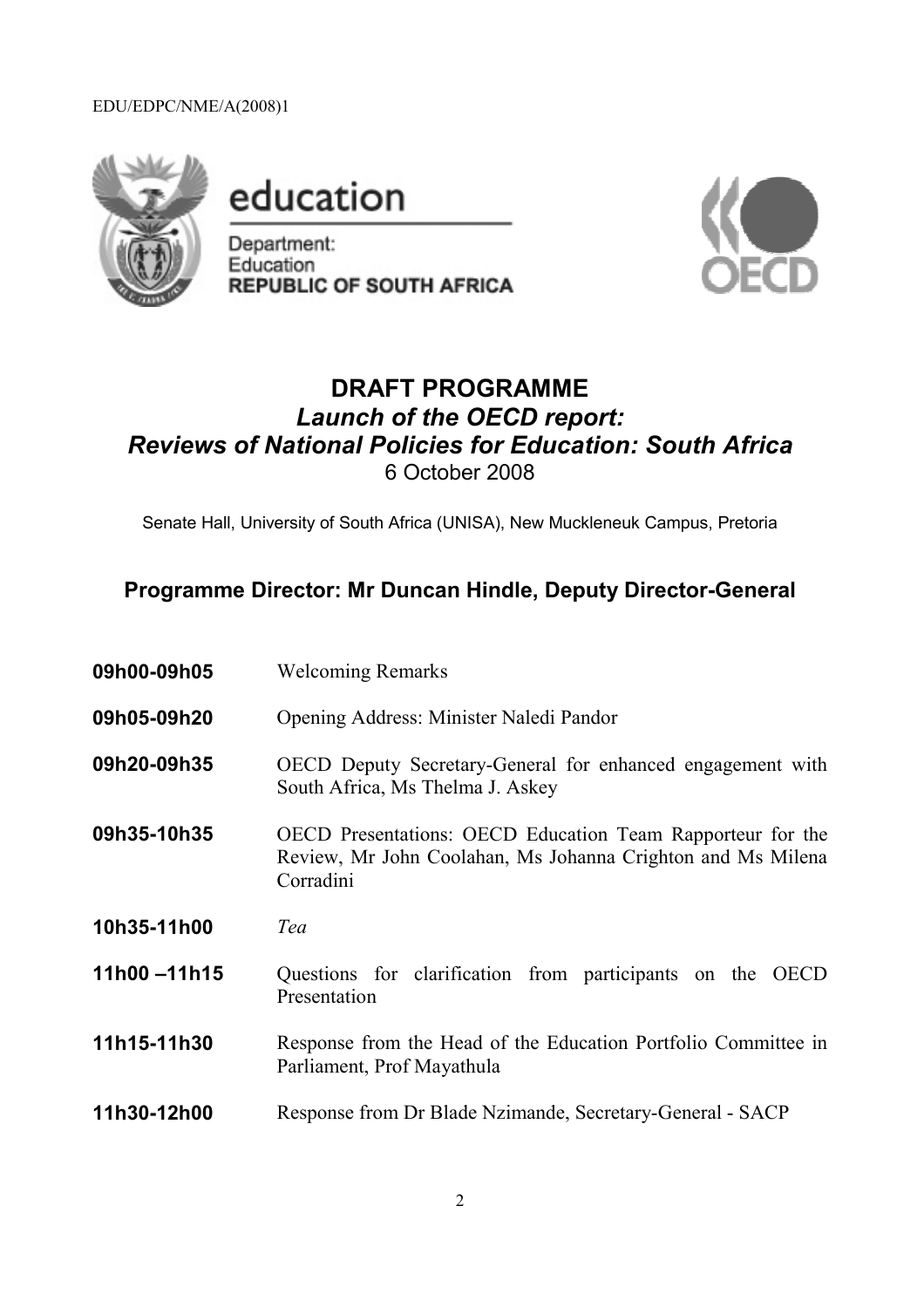EDU/EDPC/NME/A(2008)1

education

Department:
Education
**REPUBLIC OF SOUTH AFRICA**

# DRAFT PROGRAMME

## *Launch of the OECD report: Reviews of National Policies for Education: South Africa*

6 October 2008

Senate Hall, University of South Africa (UNISA), New Muckleneuk Campus, Pretoria

### Programme Director: Mr Duncan Hindle, Deputy Director-General

| | |
|---|---|
| **09h00-09h05** | Welcoming Remarks |
| **09h05-09h20** | Opening Address: Minister Naledi Pandor |
| **09h20-09h35** | OECD Deputy Secretary-General for enhanced engagement with South Africa, Ms Thelma J. Askey |
| **09h35-10h35** | OECD Presentations: OECD Education Team Rapporteur for the Review, Mr John Coolahan, Ms Johanna Crighton and Ms Milena Corradini |
| **10h35-11h00** | *Tea* |
| **11h00 –11h15** | Questions for clarification from participants on the OECD Presentation |
| **11h15-11h30** | Response from the Head of the Education Portfolio Committee in Parliament, Prof Mayathula |
| **11h30-12h00** | Response from Dr Blade Nzimande, Secretary-General - SACP |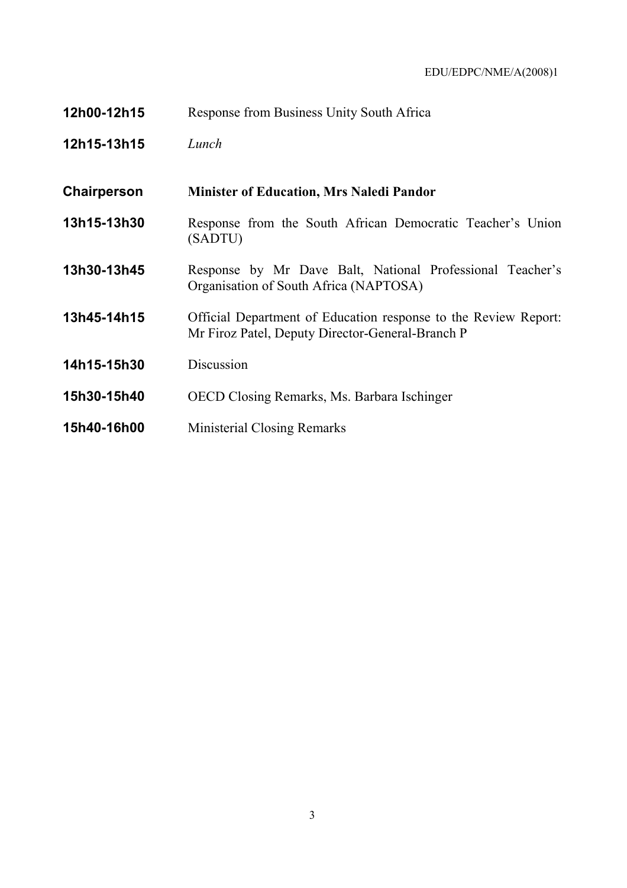| | |
|---|---|
| **12h00-12h15** | Response from Business Unity South Africa |
| **12h15-13h15** | *Lunch* |
| **Chairperson** | **Minister of Education, Mrs Naledi Pandor** |
| **13h15-13h30** | Response from the South African Democratic Teacher's Union (SADTU) |
| **13h30-13h45** | Response by Mr Dave Balt, National Professional Teacher's Organisation of South Africa (NAPTOSA) |
| **13h45-14h15** | Official Department of Education response to the Review Report: Mr Firoz Patel, Deputy Director-General-Branch P |
| **14h15-15h30** | Discussion |
| **15h30-15h40** | OECD Closing Remarks, Ms. Barbara Ischinger |
| **15h40-16h00** | Ministerial Closing Remarks |